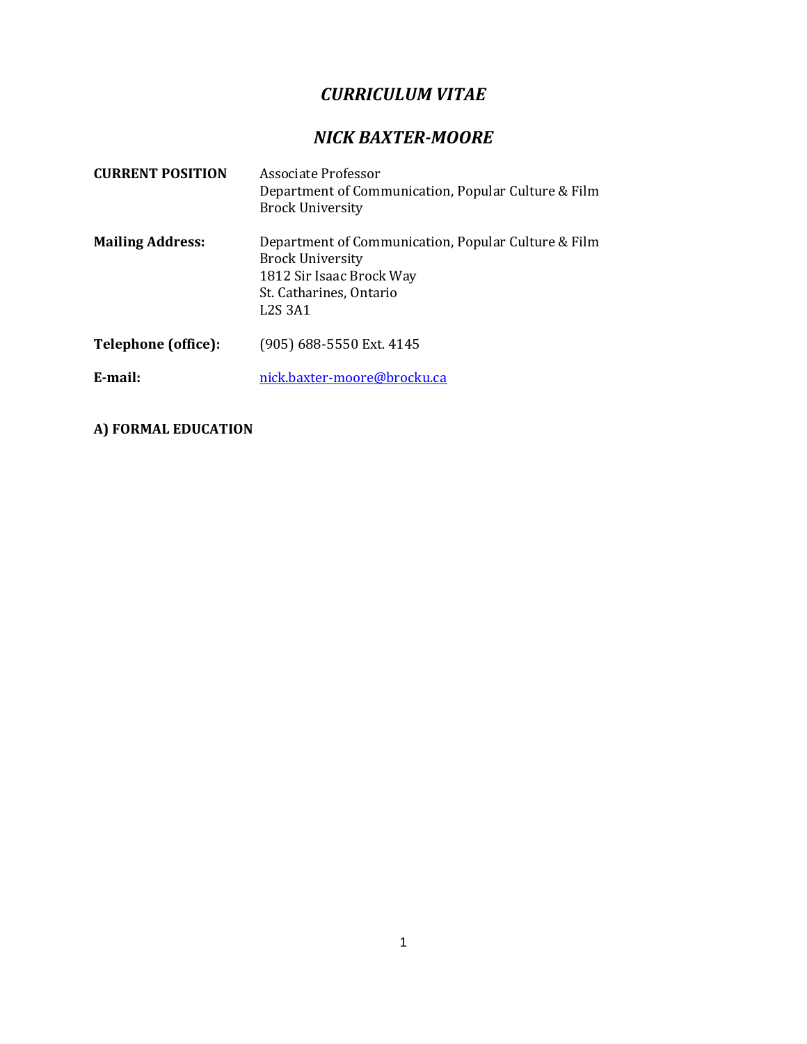# *CURRICULUM VITAE*

## *NICK BAXTER-MOORE*

**CURRENT POSITION**
Associate Professor
Department of Communication, Popular Culture & Film
Brock University

**Mailing Address:**
Department of Communication, Popular Culture & Film
Brock University
1812 Sir Isaac Brock Way
St. Catharines, Ontario
L2S 3A1

**Telephone (office):** (905) 688-5550 Ext. 4145

**E-mail:** nick.baxter-moore@brocku.ca

### A) FORMAL EDUCATION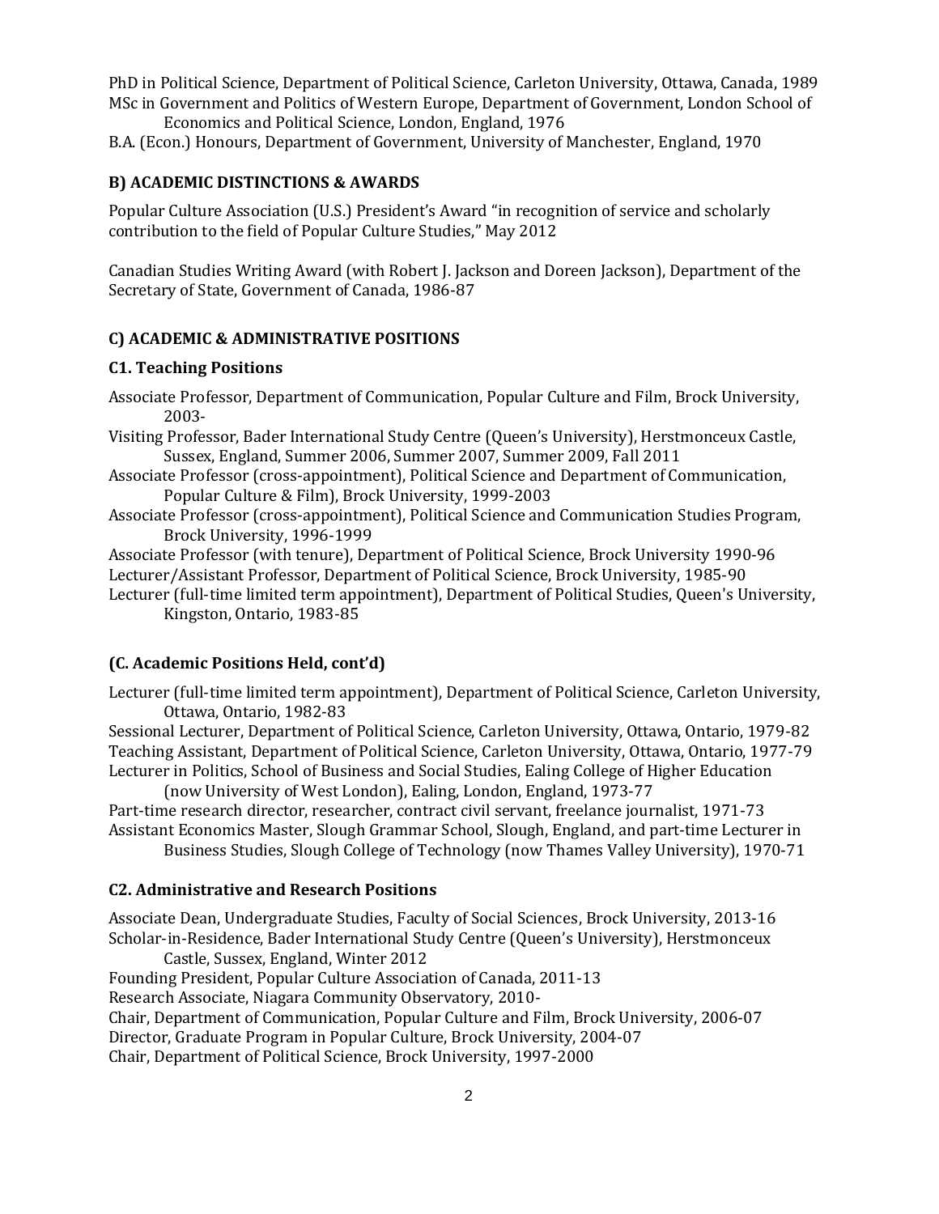PhD in Political Science, Department of Political Science, Carleton University, Ottawa, Canada, 1989
MSc in Government and Politics of Western Europe, Department of Government, London School of Economics and Political Science, London, England, 1976
B.A. (Econ.) Honours, Department of Government, University of Manchester, England, 1970

### B) ACADEMIC DISTINCTIONS & AWARDS

Popular Culture Association (U.S.) President's Award "in recognition of service and scholarly contribution to the field of Popular Culture Studies," May 2012

Canadian Studies Writing Award (with Robert J. Jackson and Doreen Jackson), Department of the Secretary of State, Government of Canada, 1986-87

### C) ACADEMIC & ADMINISTRATIVE POSITIONS

#### C1. Teaching Positions

Associate Professor, Department of Communication, Popular Culture and Film, Brock University, 2003-
Visiting Professor, Bader International Study Centre (Queen's University), Herstmonceux Castle, Sussex, England, Summer 2006, Summer 2007, Summer 2009, Fall 2011
Associate Professor (cross-appointment), Political Science and Department of Communication, Popular Culture & Film), Brock University, 1999-2003
Associate Professor (cross-appointment), Political Science and Communication Studies Program, Brock University, 1996-1999
Associate Professor (with tenure), Department of Political Science, Brock University 1990-96
Lecturer/Assistant Professor, Department of Political Science, Brock University, 1985-90
Lecturer (full-time limited term appointment), Department of Political Studies, Queen's University, Kingston, Ontario, 1983-85

#### (C. Academic Positions Held, cont'd)

Lecturer (full-time limited term appointment), Department of Political Science, Carleton University, Ottawa, Ontario, 1982-83
Sessional Lecturer, Department of Political Science, Carleton University, Ottawa, Ontario, 1979-82
Teaching Assistant, Department of Political Science, Carleton University, Ottawa, Ontario, 1977-79
Lecturer in Politics, School of Business and Social Studies, Ealing College of Higher Education (now University of West London), Ealing, London, England, 1973-77
Part-time research director, researcher, contract civil servant, freelance journalist, 1971-73
Assistant Economics Master, Slough Grammar School, Slough, England, and part-time Lecturer in Business Studies, Slough College of Technology (now Thames Valley University), 1970-71

#### C2. Administrative and Research Positions

Associate Dean, Undergraduate Studies, Faculty of Social Sciences, Brock University, 2013-16
Scholar-in-Residence, Bader International Study Centre (Queen's University), Herstmonceux Castle, Sussex, England, Winter 2012
Founding President, Popular Culture Association of Canada, 2011-13
Research Associate, Niagara Community Observatory, 2010-
Chair, Department of Communication, Popular Culture and Film, Brock University, 2006-07
Director, Graduate Program in Popular Culture, Brock University, 2004-07
Chair, Department of Political Science, Brock University, 1997-2000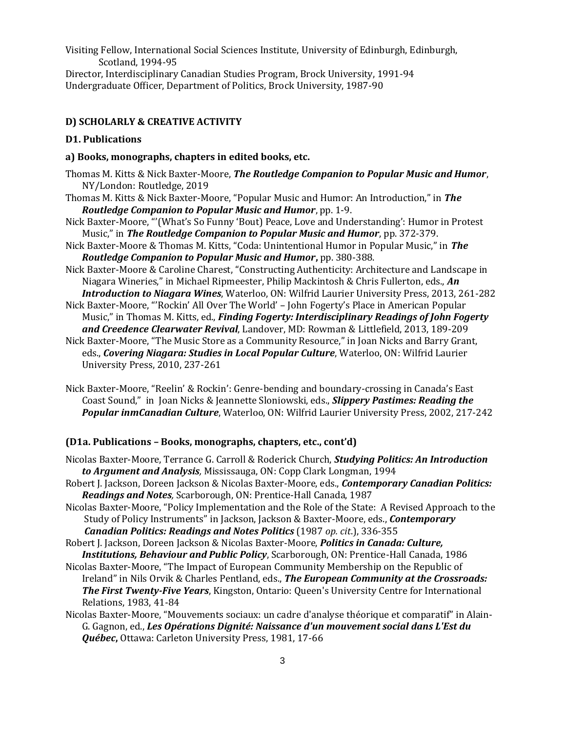Visiting Fellow, International Social Sciences Institute, University of Edinburgh, Edinburgh, Scotland, 1994-95

Director, Interdisciplinary Canadian Studies Program, Brock University, 1991-94

Undergraduate Officer, Department of Politics, Brock University, 1987-90

## D) SCHOLARLY & CREATIVE ACTIVITY

### D1. Publications

#### a) Books, monographs, chapters in edited books, etc.

Thomas M. Kitts & Nick Baxter-Moore, ***The Routledge Companion to Popular Music and Humor***, NY/London: Routledge, 2019

Thomas M. Kitts & Nick Baxter-Moore, "Popular Music and Humor: An Introduction," in ***The Routledge Companion to Popular Music and Humor***, pp. 1-9.

Nick Baxter-Moore, "'(What's So Funny 'Bout) Peace, Love and Understanding': Humor in Protest Music," in ***The Routledge Companion to Popular Music and Humor***, pp. 372-379.

Nick Baxter-Moore & Thomas M. Kitts, "Coda: Unintentional Humor in Popular Music," in ***The Routledge Companion to Popular Music and Humor*****,** pp. 380-388.

Nick Baxter-Moore & Caroline Charest, "Constructing Authenticity: Architecture and Landscape in Niagara Wineries," in Michael Ripmeester, Philip Mackintosh & Chris Fullerton, eds., ***An Introduction to Niagara Wines***, Waterloo, ON: Wilfrid Laurier University Press, 2013, 261-282

Nick Baxter-Moore, "'Rockin' All Over The World' – John Fogerty's Place in American Popular Music," in Thomas M. Kitts, ed., ***Finding Fogerty: Interdisciplinary Readings of John Fogerty and Creedence Clearwater Revival***, Landover, MD: Rowman & Littlefield, 2013, 189-209

Nick Baxter-Moore, "The Music Store as a Community Resource," in Joan Nicks and Barry Grant, eds., ***Covering Niagara: Studies in Local Popular Culture***, Waterloo, ON: Wilfrid Laurier University Press, 2010, 237-261

Nick Baxter-Moore, "Reelin' & Rockin': Genre-bending and boundary-crossing in Canada's East Coast Sound," in Joan Nicks & Jeannette Sloniowski, eds., ***Slippery Pastimes: Reading the Popular inmCanadian Culture***, Waterloo, ON: Wilfrid Laurier University Press, 2002, 217-242

#### (D1a. Publications – Books, monographs, chapters, etc., cont'd)

Nicolas Baxter-Moore, Terrance G. Carroll & Roderick Church, ***Studying Politics: An Introduction to Argument and Analysis,*** Mississauga, ON: Copp Clark Longman, 1994

Robert J. Jackson, Doreen Jackson & Nicolas Baxter-Moore, eds., ***Contemporary Canadian Politics: Readings and Notes,*** Scarborough, ON: Prentice-Hall Canada, 1987

Nicolas Baxter-Moore, "Policy Implementation and the Role of the State: A Revised Approach to the Study of Policy Instruments" in Jackson, Jackson & Baxter-Moore, eds., ***Contemporary Canadian Politics: Readings and Notes Politics*** (1987 *op. cit.*), 336-355

Robert J. Jackson, Doreen Jackson & Nicolas Baxter-Moore, ***Politics in Canada: Culture, Institutions, Behaviour and Public Policy***, Scarborough, ON: Prentice-Hall Canada, 1986

Nicolas Baxter-Moore, "The Impact of European Community Membership on the Republic of Ireland" in Nils Orvik & Charles Pentland, eds., ***The European Community at the Crossroads: The First Twenty-Five Years***, Kingston, Ontario: Queen's University Centre for International Relations, 1983, 41-84

Nicolas Baxter-Moore, "Mouvements sociaux: un cadre d'analyse théorique et comparatif" in Alain-G. Gagnon, ed., ***Les Opérations Dignité: Naissance d'un mouvement social dans L'Est du Québec*****,** Ottawa: Carleton University Press, 1981, 17-66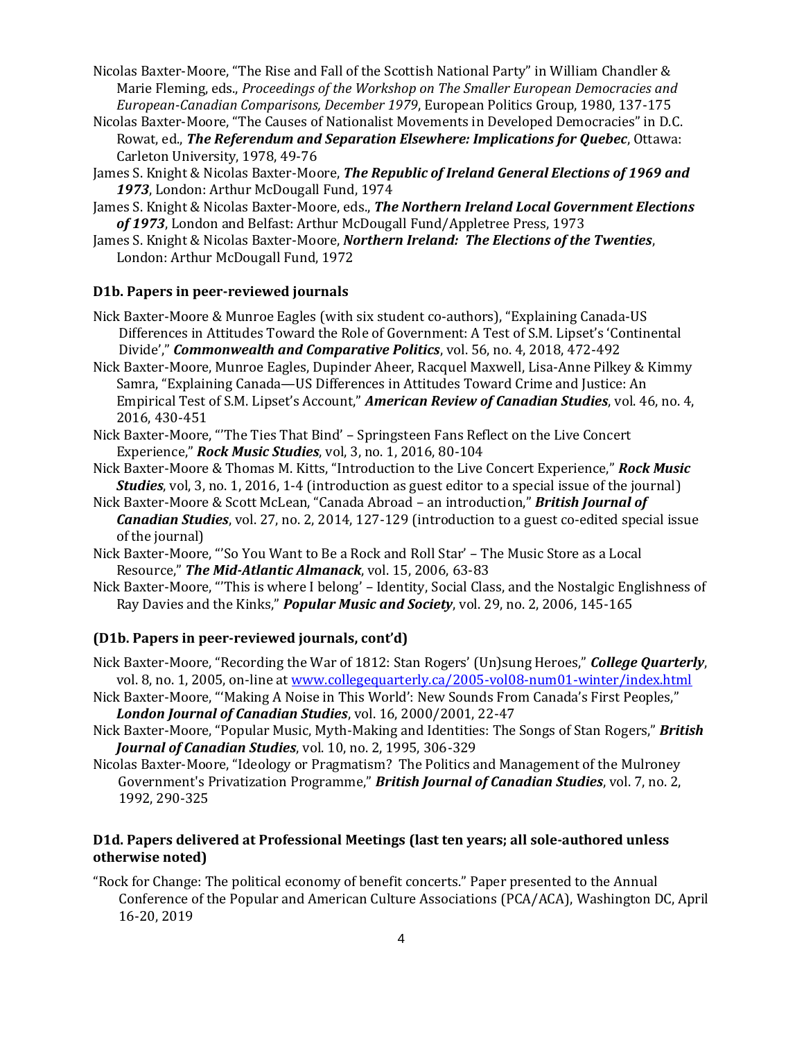Nicolas Baxter-Moore, "The Rise and Fall of the Scottish National Party" in William Chandler & Marie Fleming, eds., *Proceedings of the Workshop on The Smaller European Democracies and European-Canadian Comparisons, December 1979*, European Politics Group, 1980, 137-175

Nicolas Baxter-Moore, "The Causes of Nationalist Movements in Developed Democracies" in D.C. Rowat, ed., ***The Referendum and Separation Elsewhere: Implications for Quebec***, Ottawa: Carleton University, 1978, 49-76

James S. Knight & Nicolas Baxter-Moore, ***The Republic of Ireland General Elections of 1969 and 1973***, London: Arthur McDougall Fund, 1974

James S. Knight & Nicolas Baxter-Moore, eds., ***The Northern Ireland Local Government Elections of 1973***, London and Belfast: Arthur McDougall Fund/Appletree Press, 1973

James S. Knight & Nicolas Baxter-Moore, ***Northern Ireland: The Elections of the Twenties***, London: Arthur McDougall Fund, 1972

### D1b. Papers in peer-reviewed journals

Nick Baxter-Moore & Munroe Eagles (with six student co-authors), "Explaining Canada-US Differences in Attitudes Toward the Role of Government: A Test of S.M. Lipset's 'Continental Divide'," ***Commonwealth and Comparative Politics***, vol. 56, no. 4, 2018, 472-492

Nick Baxter-Moore, Munroe Eagles, Dupinder Aheer, Racquel Maxwell, Lisa-Anne Pilkey & Kimmy Samra, "Explaining Canada—US Differences in Attitudes Toward Crime and Justice: An Empirical Test of S.M. Lipset's Account," ***American Review of Canadian Studies***, vol. 46, no. 4, 2016, 430-451

Nick Baxter-Moore, "'The Ties That Bind' – Springsteen Fans Reflect on the Live Concert Experience," ***Rock Music Studies***, vol, 3, no. 1, 2016, 80-104

Nick Baxter-Moore & Thomas M. Kitts, "Introduction to the Live Concert Experience," ***Rock Music Studies***, vol, 3, no. 1, 2016, 1-4 (introduction as guest editor to a special issue of the journal)

Nick Baxter-Moore & Scott McLean, "Canada Abroad – an introduction," ***British Journal of Canadian Studies***, vol. 27, no. 2, 2014, 127-129 (introduction to a guest co-edited special issue of the journal)

Nick Baxter-Moore, "'So You Want to Be a Rock and Roll Star' – The Music Store as a Local Resource," ***The Mid-Atlantic Almanack***, vol. 15, 2006, 63-83

Nick Baxter-Moore, "'This is where I belong' – Identity, Social Class, and the Nostalgic Englishness of Ray Davies and the Kinks," ***Popular Music and Society***, vol. 29, no. 2, 2006, 145-165

### (D1b. Papers in peer-reviewed journals, cont'd)

Nick Baxter-Moore, "Recording the War of 1812: Stan Rogers' (Un)sung Heroes," ***College Quarterly***, vol. 8, no. 1, 2005, on-line at www.collegequarterly.ca/2005-vol08-num01-winter/index.html

Nick Baxter-Moore, "'Making A Noise in This World': New Sounds From Canada's First Peoples," ***London Journal of Canadian Studies***, vol. 16, 2000/2001, 22-47

Nick Baxter-Moore, "Popular Music, Myth-Making and Identities: The Songs of Stan Rogers," ***British Journal of Canadian Studies***, vol. 10, no. 2, 1995, 306-329

Nicolas Baxter-Moore, "Ideology or Pragmatism? The Politics and Management of the Mulroney Government's Privatization Programme," ***British Journal of Canadian Studies***, vol. 7, no. 2, 1992, 290-325

### D1d. Papers delivered at Professional Meetings (last ten years; all sole-authored unless otherwise noted)

"Rock for Change: The political economy of benefit concerts." Paper presented to the Annual Conference of the Popular and American Culture Associations (PCA/ACA), Washington DC, April 16-20, 2019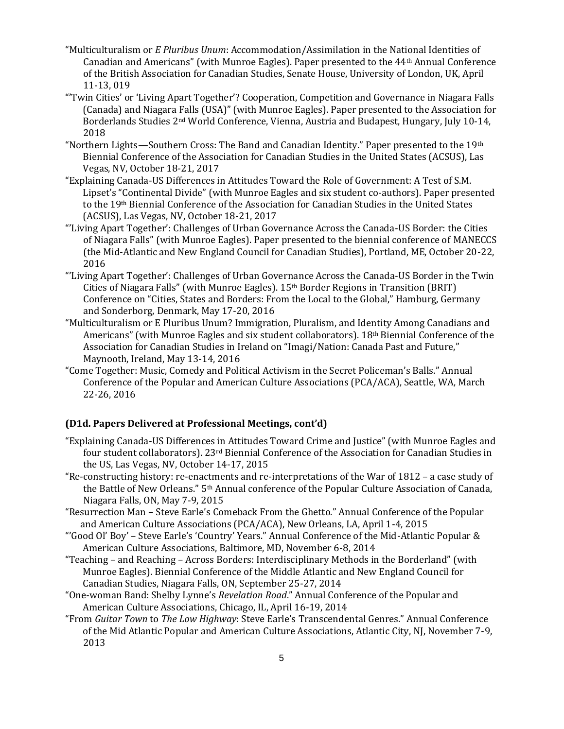"Multiculturalism or *E Pluribus Unum*: Accommodation/Assimilation in the National Identities of Canadian and Americans" (with Munroe Eagles). Paper presented to the 44th Annual Conference of the British Association for Canadian Studies, Senate House, University of London, UK, April 11-13, 019

"'Twin Cities' or 'Living Apart Together'? Cooperation, Competition and Governance in Niagara Falls (Canada) and Niagara Falls (USA)" (with Munroe Eagles). Paper presented to the Association for Borderlands Studies 2nd World Conference, Vienna, Austria and Budapest, Hungary, July 10-14, 2018

"Northern Lights—Southern Cross: The Band and Canadian Identity." Paper presented to the 19th Biennial Conference of the Association for Canadian Studies in the United States (ACSUS), Las Vegas, NV, October 18-21, 2017

"Explaining Canada-US Differences in Attitudes Toward the Role of Government: A Test of S.M. Lipset's "Continental Divide" (with Munroe Eagles and six student co-authors). Paper presented to the 19th Biennial Conference of the Association for Canadian Studies in the United States (ACSUS), Las Vegas, NV, October 18-21, 2017

"'Living Apart Together': Challenges of Urban Governance Across the Canada-US Border: the Cities of Niagara Falls" (with Munroe Eagles). Paper presented to the biennial conference of MANECCS (the Mid-Atlantic and New England Council for Canadian Studies), Portland, ME, October 20-22, 2016

"'Living Apart Together': Challenges of Urban Governance Across the Canada-US Border in the Twin Cities of Niagara Falls" (with Munroe Eagles). 15th Border Regions in Transition (BRIT) Conference on "Cities, States and Borders: From the Local to the Global," Hamburg, Germany and Sonderborg, Denmark, May 17-20, 2016

"Multiculturalism or E Pluribus Unum? Immigration, Pluralism, and Identity Among Canadians and Americans" (with Munroe Eagles and six student collaborators). 18th Biennial Conference of the Association for Canadian Studies in Ireland on "Imagi/Nation: Canada Past and Future," Maynooth, Ireland, May 13-14, 2016

"Come Together: Music, Comedy and Political Activism in the Secret Policeman's Balls." Annual Conference of the Popular and American Culture Associations (PCA/ACA), Seattle, WA, March 22-26, 2016

### (D1d. Papers Delivered at Professional Meetings, cont'd)

"Explaining Canada-US Differences in Attitudes Toward Crime and Justice" (with Munroe Eagles and four student collaborators). 23rd Biennial Conference of the Association for Canadian Studies in the US, Las Vegas, NV, October 14-17, 2015

"Re-constructing history: re-enactments and re-interpretations of the War of 1812 – a case study of the Battle of New Orleans." 5th Annual conference of the Popular Culture Association of Canada, Niagara Falls, ON, May 7-9, 2015

"Resurrection Man – Steve Earle's Comeback From the Ghetto." Annual Conference of the Popular and American Culture Associations (PCA/ACA), New Orleans, LA, April 1-4, 2015

"'Good Ol' Boy' – Steve Earle's 'Country' Years." Annual Conference of the Mid-Atlantic Popular & American Culture Associations, Baltimore, MD, November 6-8, 2014

"Teaching – and Reaching – Across Borders: Interdisciplinary Methods in the Borderland" (with Munroe Eagles). Biennial Conference of the Middle Atlantic and New England Council for Canadian Studies, Niagara Falls, ON, September 25-27, 2014

"One-woman Band: Shelby Lynne's *Revelation Road*." Annual Conference of the Popular and American Culture Associations, Chicago, IL, April 16-19, 2014

"From *Guitar Town* to *The Low Highway*: Steve Earle's Transcendental Genres." Annual Conference of the Mid Atlantic Popular and American Culture Associations, Atlantic City, NJ, November 7-9, 2013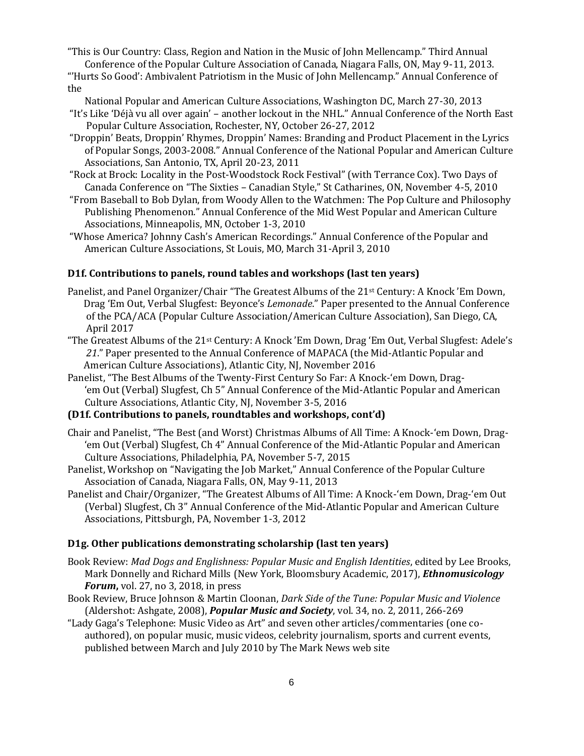"This is Our Country: Class, Region and Nation in the Music of John Mellencamp." Third Annual Conference of the Popular Culture Association of Canada, Niagara Falls, ON, May 9-11, 2013.

"'Hurts So Good': Ambivalent Patriotism in the Music of John Mellencamp." Annual Conference of the National Popular and American Culture Associations, Washington DC, March 27-30, 2013

"It's Like 'Déjà vu all over again' – another lockout in the NHL." Annual Conference of the North East Popular Culture Association, Rochester, NY, October 26-27, 2012

"Droppin' Beats, Droppin' Rhymes, Droppin' Names: Branding and Product Placement in the Lyrics of Popular Songs, 2003-2008." Annual Conference of the National Popular and American Culture Associations, San Antonio, TX, April 20-23, 2011

"Rock at Brock: Locality in the Post-Woodstock Rock Festival" (with Terrance Cox). Two Days of Canada Conference on "The Sixties – Canadian Style," St Catharines, ON, November 4-5, 2010

"From Baseball to Bob Dylan, from Woody Allen to the Watchmen: The Pop Culture and Philosophy Publishing Phenomenon." Annual Conference of the Mid West Popular and American Culture Associations, Minneapolis, MN, October 1-3, 2010

"Whose America? Johnny Cash's American Recordings." Annual Conference of the Popular and American Culture Associations, St Louis, MO, March 31-April 3, 2010

### D1f. Contributions to panels, round tables and workshops (last ten years)

Panelist, and Panel Organizer/Chair "The Greatest Albums of the 21st Century: A Knock 'Em Down, Drag 'Em Out, Verbal Slugfest: Beyonce's *Lemonade*." Paper presented to the Annual Conference of the PCA/ACA (Popular Culture Association/American Culture Association), San Diego, CA, April 2017

"The Greatest Albums of the 21st Century: A Knock 'Em Down, Drag 'Em Out, Verbal Slugfest: Adele's *21*." Paper presented to the Annual Conference of MAPACA (the Mid-Atlantic Popular and American Culture Associations), Atlantic City, NJ, November 2016

Panelist, "The Best Albums of the Twenty-First Century So Far: A Knock-'em Down, Drag-'em Out (Verbal) Slugfest, Ch 5" Annual Conference of the Mid-Atlantic Popular and American Culture Associations, Atlantic City, NJ, November 3-5, 2016

### (D1f. Contributions to panels, roundtables and workshops, cont'd)

Chair and Panelist, "The Best (and Worst) Christmas Albums of All Time: A Knock-'em Down, Drag-'em Out (Verbal) Slugfest, Ch 4" Annual Conference of the Mid-Atlantic Popular and American Culture Associations, Philadelphia, PA, November 5-7, 2015

Panelist, Workshop on "Navigating the Job Market," Annual Conference of the Popular Culture Association of Canada, Niagara Falls, ON, May 9-11, 2013

Panelist and Chair/Organizer, "The Greatest Albums of All Time: A Knock-'em Down, Drag-'em Out (Verbal) Slugfest, Ch 3" Annual Conference of the Mid-Atlantic Popular and American Culture Associations, Pittsburgh, PA, November 1-3, 2012

### D1g. Other publications demonstrating scholarship (last ten years)

Book Review: *Mad Dogs and Englishness: Popular Music and English Identities*, edited by Lee Brooks, Mark Donnelly and Richard Mills (New York, Bloomsbury Academic, 2017), ***Ethnomusicology Forum***, vol. 27, no 3, 2018, in press

Book Review, Bruce Johnson & Martin Cloonan, *Dark Side of the Tune: Popular Music and Violence* (Aldershot: Ashgate, 2008), ***Popular Music and Society***, vol. 34, no. 2, 2011, 266-269

"Lady Gaga's Telephone: Music Video as Art" and seven other articles/commentaries (one co-authored), on popular music, music videos, celebrity journalism, sports and current events, published between March and July 2010 by The Mark News web site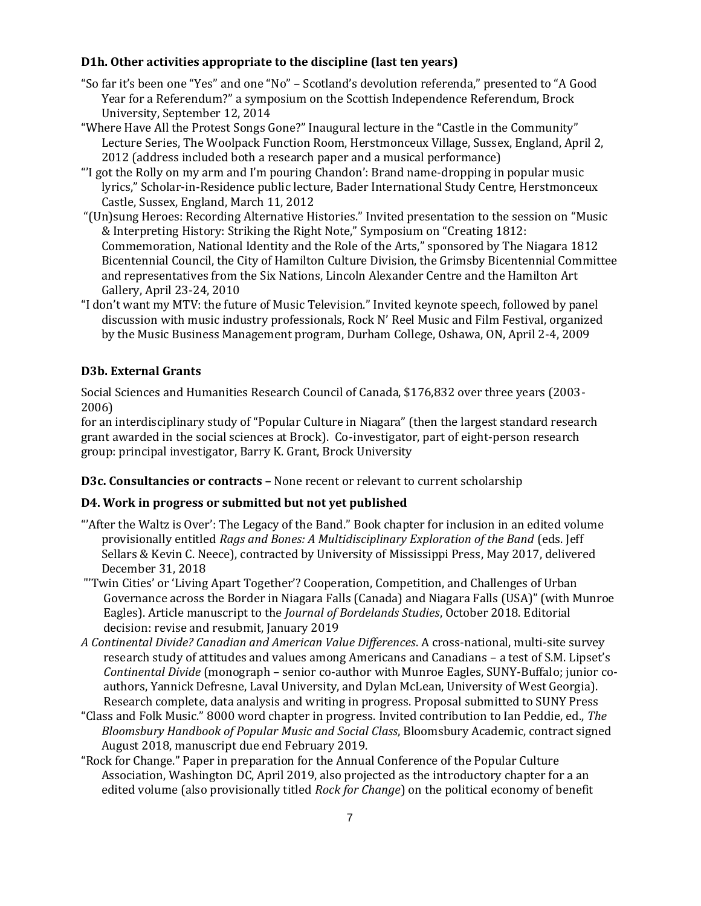### D1h. Other activities appropriate to the discipline (last ten years)

"So far it's been one "Yes" and one "No" – Scotland's devolution referenda," presented to "A Good Year for a Referendum?" a symposium on the Scottish Independence Referendum, Brock University, September 12, 2014

"Where Have All the Protest Songs Gone?" Inaugural lecture in the "Castle in the Community" Lecture Series, The Woolpack Function Room, Herstmonceux Village, Sussex, England, April 2, 2012 (address included both a research paper and a musical performance)

"'I got the Rolly on my arm and I'm pouring Chandon': Brand name-dropping in popular music lyrics," Scholar-in-Residence public lecture, Bader International Study Centre, Herstmonceux Castle, Sussex, England, March 11, 2012

"(Un)sung Heroes: Recording Alternative Histories." Invited presentation to the session on "Music & Interpreting History: Striking the Right Note," Symposium on "Creating 1812: Commemoration, National Identity and the Role of the Arts," sponsored by The Niagara 1812 Bicentennial Council, the City of Hamilton Culture Division, the Grimsby Bicentennial Committee and representatives from the Six Nations, Lincoln Alexander Centre and the Hamilton Art Gallery, April 23-24, 2010

"I don't want my MTV: the future of Music Television." Invited keynote speech, followed by panel discussion with music industry professionals, Rock N' Reel Music and Film Festival, organized by the Music Business Management program, Durham College, Oshawa, ON, April 2-4, 2009

### D3b. External Grants

Social Sciences and Humanities Research Council of Canada, $176,832 over three years (2003-2006)
for an interdisciplinary study of "Popular Culture in Niagara" (then the largest standard research grant awarded in the social sciences at Brock). Co-investigator, part of eight-person research group: principal investigator, Barry K. Grant, Brock University

**D3c. Consultancies or contracts –** None recent or relevant to current scholarship

### D4. Work in progress or submitted but not yet published

"'After the Waltz is Over': The Legacy of the Band." Book chapter for inclusion in an edited volume provisionally entitled *Rags and Bones: A Multidisciplinary Exploration of the Band* (eds. Jeff Sellars & Kevin C. Neece), contracted by University of Mississippi Press, May 2017, delivered December 31, 2018

"'Twin Cities' or 'Living Apart Together'? Cooperation, Competition, and Challenges of Urban Governance across the Border in Niagara Falls (Canada) and Niagara Falls (USA)" (with Munroe Eagles). Article manuscript to the *Journal of Bordelands Studies*, October 2018. Editorial decision: revise and resubmit, January 2019

*A Continental Divide? Canadian and American Value Differences*. A cross-national, multi-site survey research study of attitudes and values among Americans and Canadians – a test of S.M. Lipset's *Continental Divide* (monograph – senior co-author with Munroe Eagles, SUNY-Buffalo; junior co-authors, Yannick Defresne, Laval University, and Dylan McLean, University of West Georgia). Research complete, data analysis and writing in progress. Proposal submitted to SUNY Press

"Class and Folk Music." 8000 word chapter in progress. Invited contribution to Ian Peddie, ed., *The Bloomsbury Handbook of Popular Music and Social Class*, Bloomsbury Academic, contract signed August 2018, manuscript due end February 2019.

"Rock for Change." Paper in preparation for the Annual Conference of the Popular Culture Association, Washington DC, April 2019, also projected as the introductory chapter for a an edited volume (also provisionally titled *Rock for Change*) on the political economy of benefit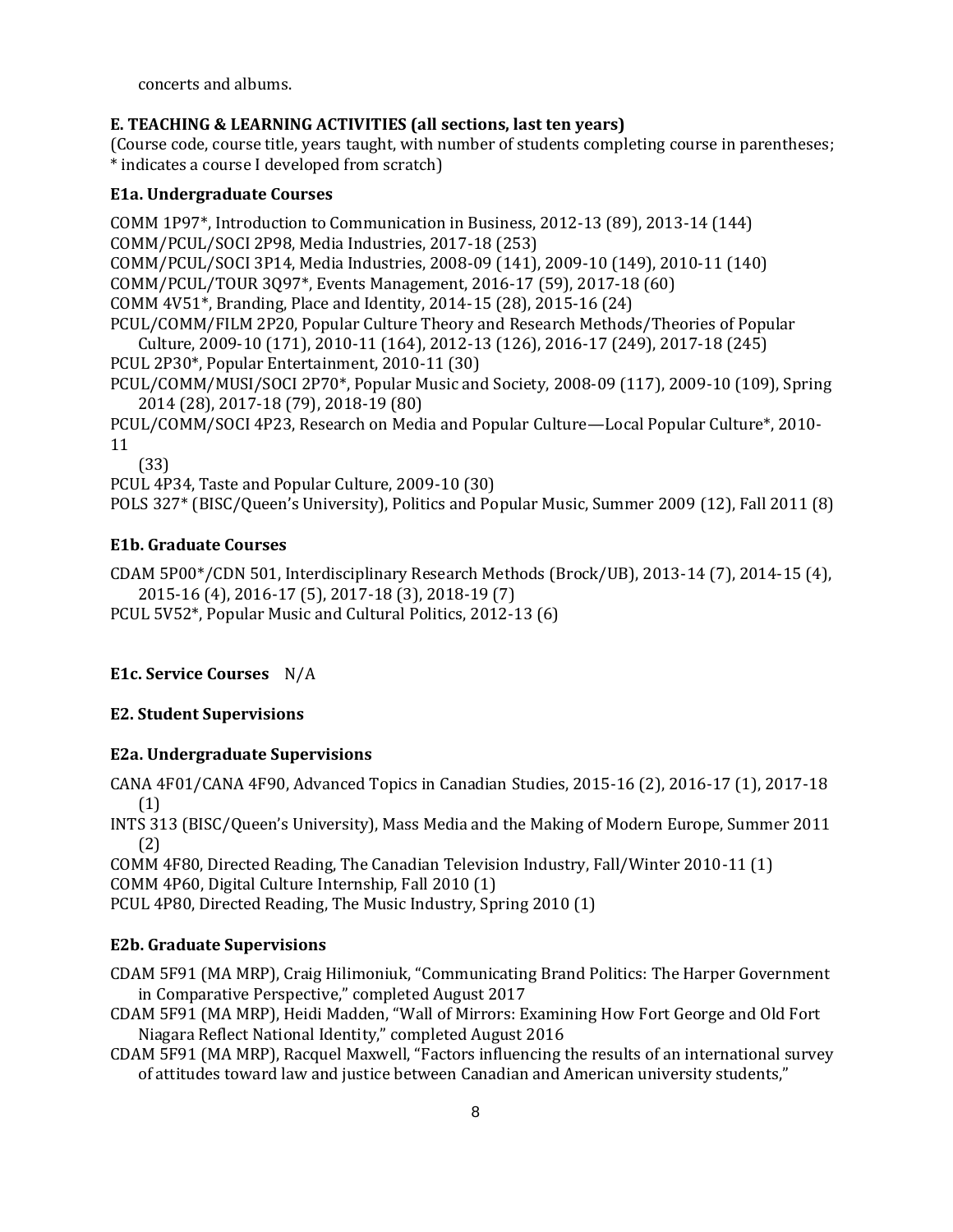concerts and albums.

### E. TEACHING & LEARNING ACTIVITIES (all sections, last ten years)

(Course code, course title, years taught, with number of students completing course in parentheses; * indicates a course I developed from scratch)

#### E1a. Undergraduate Courses

COMM 1P97*, Introduction to Communication in Business, 2012-13 (89), 2013-14 (144)
COMM/PCUL/SOCI 2P98, Media Industries, 2017-18 (253)
COMM/PCUL/SOCI 3P14, Media Industries, 2008-09 (141), 2009-10 (149), 2010-11 (140)
COMM/PCUL/TOUR 3Q97*, Events Management, 2016-17 (59), 2017-18 (60)
COMM 4V51*, Branding, Place and Identity, 2014-15 (28), 2015-16 (24)
PCUL/COMM/FILM 2P20, Popular Culture Theory and Research Methods/Theories of Popular Culture, 2009-10 (171), 2010-11 (164), 2012-13 (126), 2016-17 (249), 2017-18 (245)
PCUL 2P30*, Popular Entertainment, 2010-11 (30)
PCUL/COMM/MUSI/SOCI 2P70*, Popular Music and Society, 2008-09 (117), 2009-10 (109), Spring 2014 (28), 2017-18 (79), 2018-19 (80)
PCUL/COMM/SOCI 4P23, Research on Media and Popular Culture—Local Popular Culture*, 2010-11 (33)
PCUL 4P34, Taste and Popular Culture, 2009-10 (30)
POLS 327* (BISC/Queen's University), Politics and Popular Music, Summer 2009 (12), Fall 2011 (8)

#### E1b. Graduate Courses

CDAM 5P00*/CDN 501, Interdisciplinary Research Methods (Brock/UB), 2013-14 (7), 2014-15 (4), 2015-16 (4), 2016-17 (5), 2017-18 (3), 2018-19 (7)
PCUL 5V52*, Popular Music and Cultural Politics, 2012-13 (6)

#### E1c. Service Courses N/A

### E2. Student Supervisions

#### E2a. Undergraduate Supervisions

CANA 4F01/CANA 4F90, Advanced Topics in Canadian Studies, 2015-16 (2), 2016-17 (1), 2017-18 (1)
INTS 313 (BISC/Queen's University), Mass Media and the Making of Modern Europe, Summer 2011 (2)
COMM 4F80, Directed Reading, The Canadian Television Industry, Fall/Winter 2010-11 (1)
COMM 4P60, Digital Culture Internship, Fall 2010 (1)
PCUL 4P80, Directed Reading, The Music Industry, Spring 2010 (1)

#### E2b. Graduate Supervisions

CDAM 5F91 (MA MRP), Craig Hilimoniuk, "Communicating Brand Politics: The Harper Government in Comparative Perspective," completed August 2017
CDAM 5F91 (MA MRP), Heidi Madden, "Wall of Mirrors: Examining How Fort George and Old Fort Niagara Reflect National Identity," completed August 2016
CDAM 5F91 (MA MRP), Racquel Maxwell, "Factors influencing the results of an international survey of attitudes toward law and justice between Canadian and American university students,"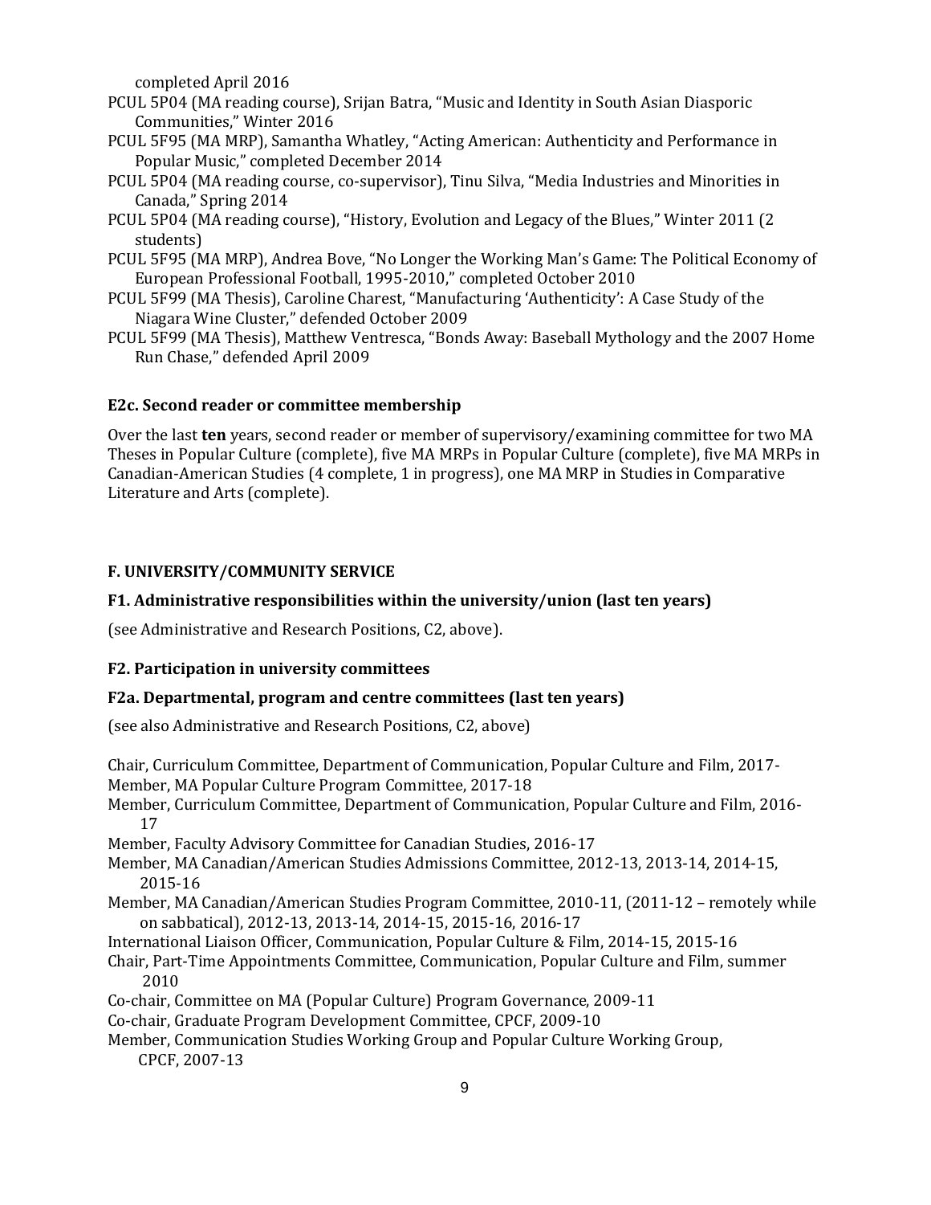completed April 2016

PCUL 5P04 (MA reading course), Srijan Batra, "Music and Identity in South Asian Diasporic Communities," Winter 2016

PCUL 5F95 (MA MRP), Samantha Whatley, "Acting American: Authenticity and Performance in Popular Music," completed December 2014

PCUL 5P04 (MA reading course, co-supervisor), Tinu Silva, "Media Industries and Minorities in Canada," Spring 2014

PCUL 5P04 (MA reading course), "History, Evolution and Legacy of the Blues," Winter 2011 (2 students)

PCUL 5F95 (MA MRP), Andrea Bove, "No Longer the Working Man's Game: The Political Economy of European Professional Football, 1995-2010," completed October 2010

PCUL 5F99 (MA Thesis), Caroline Charest, "Manufacturing 'Authenticity': A Case Study of the Niagara Wine Cluster," defended October 2009

PCUL 5F99 (MA Thesis), Matthew Ventresca, "Bonds Away: Baseball Mythology and the 2007 Home Run Chase," defended April 2009

### E2c. Second reader or committee membership

Over the last **ten** years, second reader or member of supervisory/examining committee for two MA Theses in Popular Culture (complete), five MA MRPs in Popular Culture (complete), five MA MRPs in Canadian-American Studies (4 complete, 1 in progress), one MA MRP in Studies in Comparative Literature and Arts (complete).

## F. UNIVERSITY/COMMUNITY SERVICE

### F1. Administrative responsibilities within the university/union (last ten years)

(see Administrative and Research Positions, C2, above).

### F2. Participation in university committees

### F2a. Departmental, program and centre committees (last ten years)

(see also Administrative and Research Positions, C2, above)

Chair, Curriculum Committee, Department of Communication, Popular Culture and Film, 2017-

Member, MA Popular Culture Program Committee, 2017-18

Member, Curriculum Committee, Department of Communication, Popular Culture and Film, 2016-17

Member, Faculty Advisory Committee for Canadian Studies, 2016-17

Member, MA Canadian/American Studies Admissions Committee, 2012-13, 2013-14, 2014-15, 2015-16

Member, MA Canadian/American Studies Program Committee, 2010-11, (2011-12 – remotely while on sabbatical), 2012-13, 2013-14, 2014-15, 2015-16, 2016-17

International Liaison Officer, Communication, Popular Culture & Film, 2014-15, 2015-16

Chair, Part-Time Appointments Committee, Communication, Popular Culture and Film, summer 2010

Co-chair, Committee on MA (Popular Culture) Program Governance, 2009-11

Co-chair, Graduate Program Development Committee, CPCF, 2009-10

Member, Communication Studies Working Group and Popular Culture Working Group, CPCF, 2007-13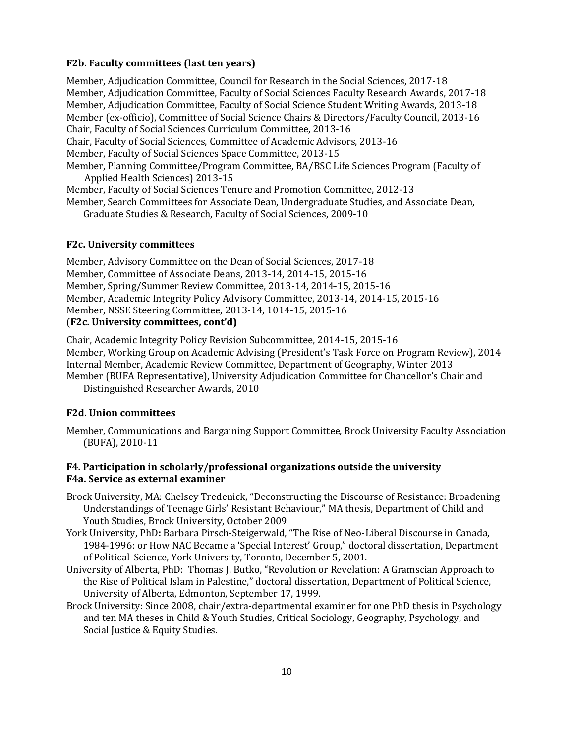**F2b. Faculty committees (last ten years)**

Member, Adjudication Committee, Council for Research in the Social Sciences, 2017-18
Member, Adjudication Committee, Faculty of Social Sciences Faculty Research Awards, 2017-18
Member, Adjudication Committee, Faculty of Social Science Student Writing Awards, 2013-18
Member (ex-officio), Committee of Social Science Chairs & Directors/Faculty Council, 2013-16
Chair, Faculty of Social Sciences Curriculum Committee, 2013-16
Chair, Faculty of Social Sciences, Committee of Academic Advisors, 2013-16
Member, Faculty of Social Sciences Space Committee, 2013-15
Member, Planning Committee/Program Committee, BA/BSC Life Sciences Program (Faculty of Applied Health Sciences) 2013-15
Member, Faculty of Social Sciences Tenure and Promotion Committee, 2012-13
Member, Search Committees for Associate Dean, Undergraduate Studies, and Associate Dean, Graduate Studies & Research, Faculty of Social Sciences, 2009-10

**F2c. University committees**

Member, Advisory Committee on the Dean of Social Sciences, 2017-18
Member, Committee of Associate Deans, 2013-14, 2014-15, 2015-16
Member, Spring/Summer Review Committee, 2013-14, 2014-15, 2015-16
Member, Academic Integrity Policy Advisory Committee, 2013-14, 2014-15, 2015-16
Member, NSSE Steering Committee, 2013-14, 1014-15, 2015-16
(**F2c. University committees, cont'd)**

Chair, Academic Integrity Policy Revision Subcommittee, 2014-15, 2015-16
Member, Working Group on Academic Advising (President's Task Force on Program Review), 2014
Internal Member, Academic Review Committee, Department of Geography, Winter 2013
Member (BUFA Representative), University Adjudication Committee for Chancellor's Chair and Distinguished Researcher Awards, 2010

**F2d. Union committees**

Member, Communications and Bargaining Support Committee, Brock University Faculty Association (BUFA), 2010-11

**F4. Participation in scholarly/professional organizations outside the university**
**F4a. Service as external examiner**

Brock University, MA: Chelsey Tredenick, "Deconstructing the Discourse of Resistance: Broadening Understandings of Teenage Girls' Resistant Behaviour," MA thesis, Department of Child and Youth Studies, Brock University, October 2009
York University, PhD**:** Barbara Pirsch-Steigerwald, "The Rise of Neo-Liberal Discourse in Canada, 1984-1996: or How NAC Became a 'Special Interest' Group," doctoral dissertation, Department of Political Science, York University, Toronto, December 5, 2001.
University of Alberta, PhD: Thomas J. Butko, "Revolution or Revelation: A Gramscian Approach to the Rise of Political Islam in Palestine," doctoral dissertation, Department of Political Science, University of Alberta, Edmonton, September 17, 1999.
Brock University: Since 2008, chair/extra-departmental examiner for one PhD thesis in Psychology and ten MA theses in Child & Youth Studies, Critical Sociology, Geography, Psychology, and Social Justice & Equity Studies.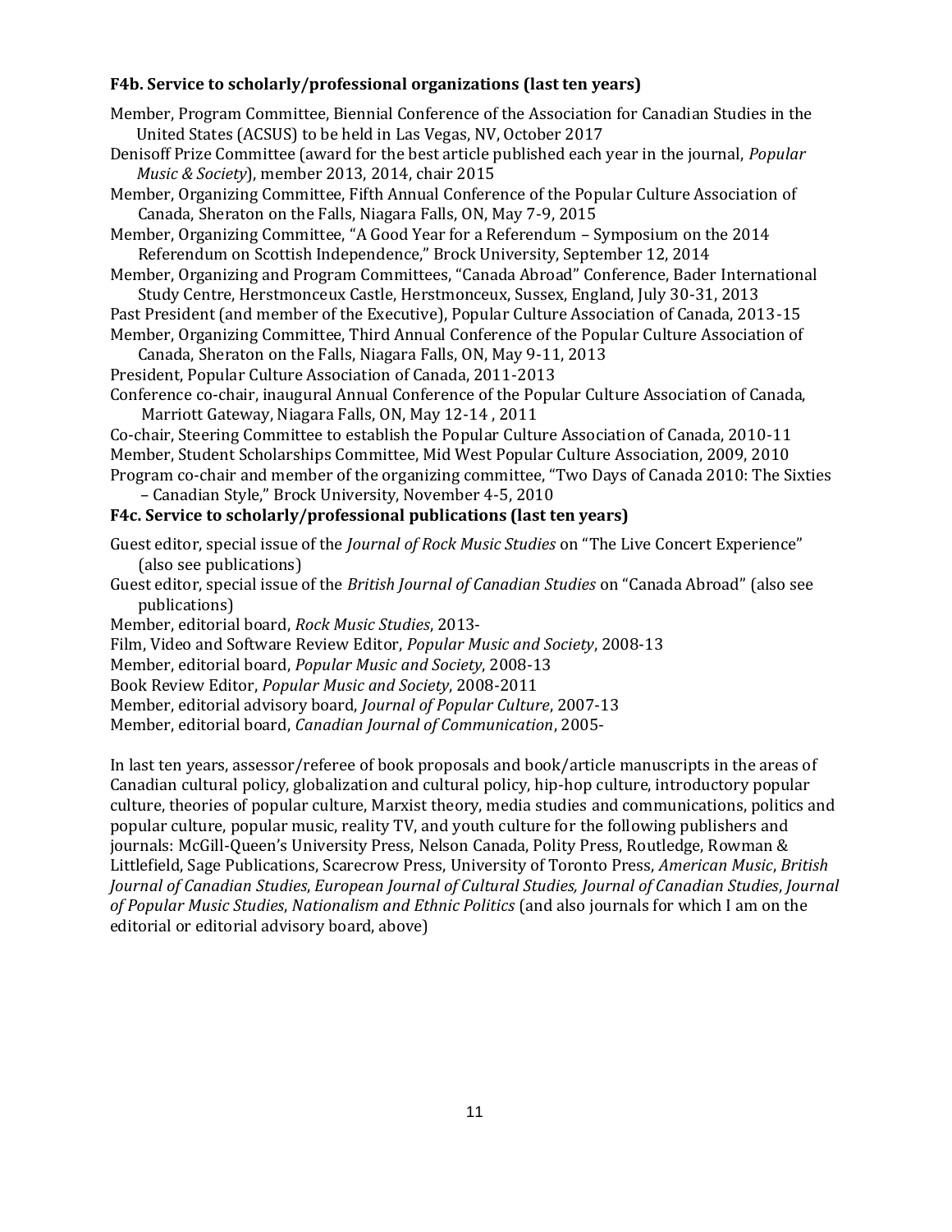**F4b. Service to scholarly/professional organizations (last ten years)**

Member, Program Committee, Biennial Conference of the Association for Canadian Studies in the United States (ACSUS) to be held in Las Vegas, NV, October 2017

Denisoff Prize Committee (award for the best article published each year in the journal, *Popular Music & Society*), member 2013, 2014, chair 2015

Member, Organizing Committee, Fifth Annual Conference of the Popular Culture Association of Canada, Sheraton on the Falls, Niagara Falls, ON, May 7-9, 2015

Member, Organizing Committee, "A Good Year for a Referendum – Symposium on the 2014 Referendum on Scottish Independence," Brock University, September 12, 2014

Member, Organizing and Program Committees, "Canada Abroad" Conference, Bader International Study Centre, Herstmonceux Castle, Herstmonceux, Sussex, England, July 30-31, 2013

Past President (and member of the Executive), Popular Culture Association of Canada, 2013-15

Member, Organizing Committee, Third Annual Conference of the Popular Culture Association of Canada, Sheraton on the Falls, Niagara Falls, ON, May 9-11, 2013

President, Popular Culture Association of Canada, 2011-2013

Conference co-chair, inaugural Annual Conference of the Popular Culture Association of Canada, Marriott Gateway, Niagara Falls, ON, May 12-14 , 2011

Co-chair, Steering Committee to establish the Popular Culture Association of Canada, 2010-11

Member, Student Scholarships Committee, Mid West Popular Culture Association, 2009, 2010

Program co-chair and member of the organizing committee, "Two Days of Canada 2010: The Sixties – Canadian Style," Brock University, November 4-5, 2010

**F4c. Service to scholarly/professional publications (last ten years)**

Guest editor, special issue of the *Journal of Rock Music Studies* on "The Live Concert Experience" (also see publications)

Guest editor, special issue of the *British Journal of Canadian Studies* on "Canada Abroad" (also see publications)

Member, editorial board, *Rock Music Studies*, 2013-

Film, Video and Software Review Editor, *Popular Music and Society*, 2008-13

Member, editorial board, *Popular Music and Society*, 2008-13

Book Review Editor, *Popular Music and Society*, 2008-2011

Member, editorial advisory board, *Journal of Popular Culture*, 2007-13

Member, editorial board, *Canadian Journal of Communication*, 2005-

In last ten years, assessor/referee of book proposals and book/article manuscripts in the areas of Canadian cultural policy, globalization and cultural policy, hip-hop culture, introductory popular culture, theories of popular culture, Marxist theory, media studies and communications, politics and popular culture, popular music, reality TV, and youth culture for the following publishers and journals: McGill-Queen's University Press, Nelson Canada, Polity Press, Routledge, Rowman & Littlefield, Sage Publications, Scarecrow Press, University of Toronto Press, *American Music*, *British Journal of Canadian Studies*, *European Journal of Cultural Studies, Journal of Canadian Studies*, *Journal of Popular Music Studies*, *Nationalism and Ethnic Politics* (and also journals for which I am on the editorial or editorial advisory board, above)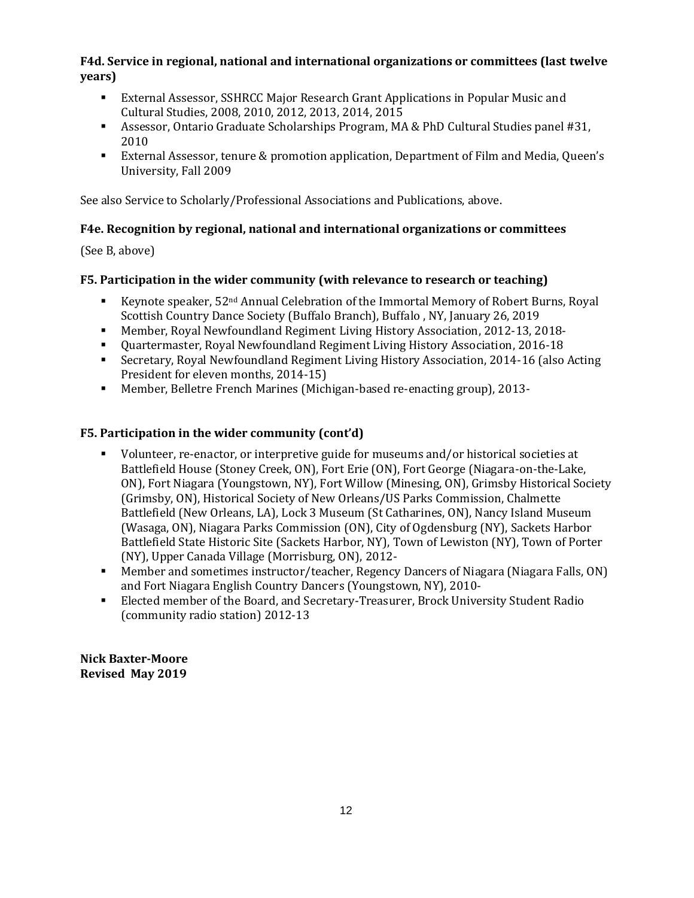**F4d. Service in regional, national and international organizations or committees (last twelve years)**

- External Assessor, SSHRCC Major Research Grant Applications in Popular Music and Cultural Studies, 2008, 2010, 2012, 2013, 2014, 2015
- Assessor, Ontario Graduate Scholarships Program, MA & PhD Cultural Studies panel #31, 2010
- External Assessor, tenure & promotion application, Department of Film and Media, Queen's University, Fall 2009

See also Service to Scholarly/Professional Associations and Publications, above.

**F4e. Recognition by regional, national and international organizations or committees**

(See B, above)

**F5. Participation in the wider community (with relevance to research or teaching)**

- Keynote speaker, 52nd Annual Celebration of the Immortal Memory of Robert Burns, Royal Scottish Country Dance Society (Buffalo Branch), Buffalo , NY, January 26, 2019
- Member, Royal Newfoundland Regiment Living History Association, 2012-13, 2018-
- Quartermaster, Royal Newfoundland Regiment Living History Association, 2016-18
- Secretary, Royal Newfoundland Regiment Living History Association, 2014-16 (also Acting President for eleven months, 2014-15)
- Member, Belletre French Marines (Michigan-based re-enacting group), 2013-

**F5. Participation in the wider community (cont'd)**

- Volunteer, re-enactor, or interpretive guide for museums and/or historical societies at Battlefield House (Stoney Creek, ON), Fort Erie (ON), Fort George (Niagara-on-the-Lake, ON), Fort Niagara (Youngstown, NY), Fort Willow (Minesing, ON), Grimsby Historical Society (Grimsby, ON), Historical Society of New Orleans/US Parks Commission, Chalmette Battlefield (New Orleans, LA), Lock 3 Museum (St Catharines, ON), Nancy Island Museum (Wasaga, ON), Niagara Parks Commission (ON), City of Ogdensburg (NY), Sackets Harbor Battlefield State Historic Site (Sackets Harbor, NY), Town of Lewiston (NY), Town of Porter (NY), Upper Canada Village (Morrisburg, ON), 2012-
- Member and sometimes instructor/teacher, Regency Dancers of Niagara (Niagara Falls, ON) and Fort Niagara English Country Dancers (Youngstown, NY), 2010-
- Elected member of the Board, and Secretary-Treasurer, Brock University Student Radio (community radio station) 2012-13

**Nick Baxter-Moore**
**Revised May 2019**